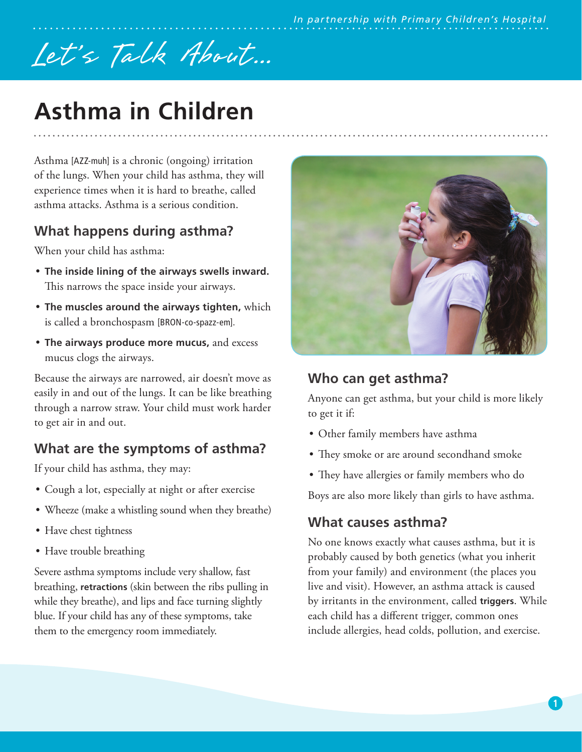*In partnership with Primary Children's Hospital*

*Let's Talk About...*

# Asthma in Children

Asthma [AZZ-muh] is a chronic (ongoing) irritation of the lungs. When your child has asthma, they will experience times when it is hard to breathe, called asthma attacks. Asthma is a serious condition.

## What happens during asthma?

When your child has asthma:

- **The inside lining of the airways swells inward.** This narrows the space inside your airways.
- **The muscles around the airways tighten,** which is called a bronchospasm [BRON-co-spazz-em].
- **The airways produce more mucus,** and excess mucus clogs the airways.

Because the airways are narrowed, air doesn't move as easily in and out of the lungs. It can be like breathing through a narrow straw. Your child must work harder to get air in and out.

## What are the symptoms of asthma?

If your child has asthma, they may:

- Cough a lot, especially at night or after exercise
- Wheeze (make a whistling sound when they breathe)
- Have chest tightness
- Have trouble breathing

Severe asthma symptoms include very shallow, fast breathing, **retractions** (skin between the ribs pulling in while they breathe), and lips and face turning slightly blue. If your child has any of these symptoms, take them to the emergency room immediately.

## Who can get asthma?

Anyone can get asthma, but your child is more likely to get it if:

- Other family members have asthma
- They smoke or are around secondhand smoke
- They have allergies or family members who do

Boys are also more likely than girls to have asthma.

## What causes asthma?

No one knows exactly what causes asthma, but it is probably caused by both genetics (what you inherit from your family) and environment (the places you live and visit). However, an asthma attack is caused by irritants in the environment, called **triggers**. While each child has a different trigger, common ones include allergies, head colds, pollution, and exercise.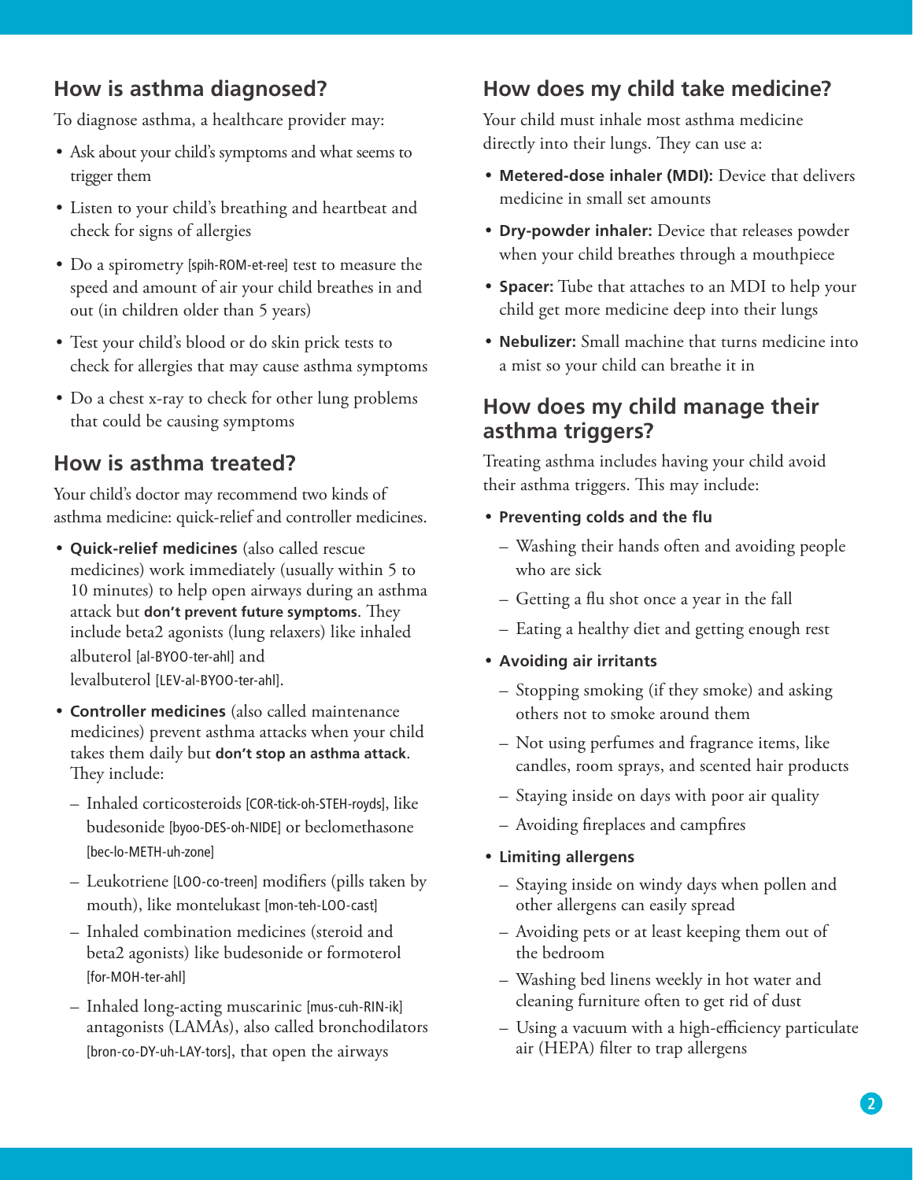## How is asthma diagnosed?

To diagnose asthma, a healthcare provider may:

- Ask about your child's symptoms and what seems to trigger them
- Listen to your child's breathing and heartbeat and check for signs of allergies
- Do a spirometry [spih-ROM-et-ree] test to measure the speed and amount of air your child breathes in and out (in children older than 5 years)
- Test your child's blood or do skin prick tests to check for allergies that may cause asthma symptoms
- Do a chest x-ray to check for other lung problems that could be causing symptoms

## How is asthma treated?

Your child's doctor may recommend two kinds of asthma medicine: quick-relief and controller medicines.

- **Quick-relief medicines** (also called rescue medicines) work immediately (usually within 5 to 10 minutes) to help open airways during an asthma attack but **don't prevent future symptoms**. They include beta2 agonists (lung relaxers) like inhaled albuterol [al-BYOO-ter-ahl] and levalbuterol [LEV-al-BYOO-ter-ahl].
- **Controller medicines** (also called maintenance medicines) prevent asthma attacks when your child takes them daily but **don't stop an asthma attack**. They include:
  - Inhaled corticosteroids [COR-tick-oh-STEH-royds], like budesonide [byoo-DES-oh-NIDE] or beclomethasone [bec-lo-METH-uh-zone]
  - Leukotriene [LOO-co-treen] modifiers (pills taken by mouth), like montelukast [mon-teh-LOO-cast]
  - Inhaled combination medicines (steroid and beta2 agonists) like budesonide or formoterol [for-MOH-ter-ahl]
  - Inhaled long-acting muscarinic [mus-cuh-RIN-ik] antagonists (LAMAs), also called bronchodilators [bron-co-DY-uh-LAY-tors], that open the airways

## How does my child take medicine?

Your child must inhale most asthma medicine directly into their lungs. They can use a:

- **Metered-dose inhaler (MDI):** Device that delivers medicine in small set amounts
- **Dry-powder inhaler:** Device that releases powder when your child breathes through a mouthpiece
- **Spacer:** Tube that attaches to an MDI to help your child get more medicine deep into their lungs
- **Nebulizer:** Small machine that turns medicine into a mist so your child can breathe it in

## How does my child manage their asthma triggers?

Treating asthma includes having your child avoid their asthma triggers. This may include:

- **Preventing colds and the flu**
  - Washing their hands often and avoiding people who are sick
  - Getting a flu shot once a year in the fall
  - Eating a healthy diet and getting enough rest
- **Avoiding air irritants**
  - Stopping smoking (if they smoke) and asking others not to smoke around them
  - Not using perfumes and fragrance items, like candles, room sprays, and scented hair products
  - Staying inside on days with poor air quality
  - Avoiding fireplaces and campfires
- **Limiting allergens**
  - Staying inside on windy days when pollen and other allergens can easily spread
  - Avoiding pets or at least keeping them out of the bedroom
  - Washing bed linens weekly in hot water and cleaning furniture often to get rid of dust
  - Using a vacuum with a high-efficiency particulate air (HEPA) filter to trap allergens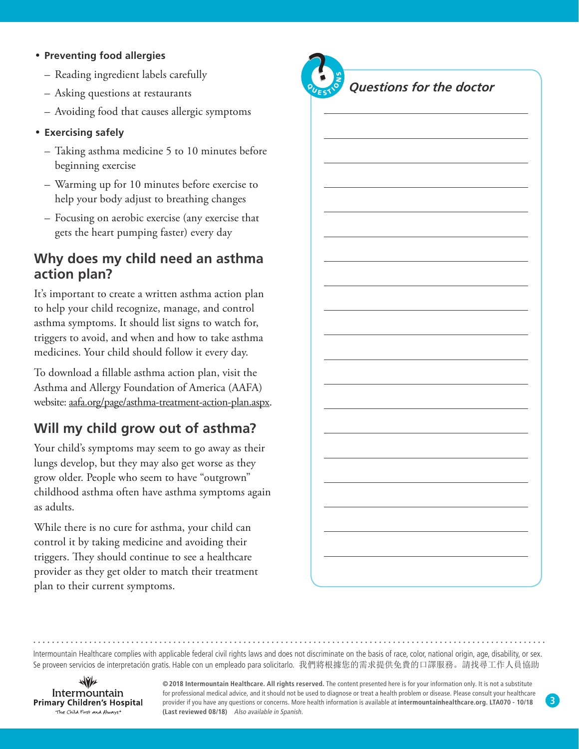- **Preventing food allergies**
  - Reading ingredient labels carefully
  - Asking questions at restaurants
  - Avoiding food that causes allergic symptoms
- **Exercising safely**
  - Taking asthma medicine 5 to 10 minutes before beginning exercise
  - Warming up for 10 minutes before exercise to help your body adjust to breathing changes
  - Focusing on aerobic exercise (any exercise that gets the heart pumping faster) every day

## Why does my child need an asthma action plan?

It's important to create a written asthma action plan to help your child recognize, manage, and control asthma symptoms. It should list signs to watch for, triggers to avoid, and when and how to take asthma medicines. Your child should follow it every day.

To download a fillable asthma action plan, visit the Asthma and Allergy Foundation of America (AAFA) website: aafa.org/page/asthma-treatment-action-plan.aspx.

## Will my child grow out of asthma?

Your child's symptoms may seem to go away as their lungs develop, but they may also get worse as they grow older. People who seem to have "outgrown" childhood asthma often have asthma symptoms again as adults.

While there is no cure for asthma, your child can control it by taking medicine and avoiding their triggers. They should continue to see a healthcare provider as they get older to match their treatment plan to their current symptoms.

*Questions for the doctor*

Intermountain Healthcare complies with applicable federal civil rights laws and does not discriminate on the basis of race, color, national origin, age, disability, or sex. Se proveen servicios de interpretación gratis. Hable con un empleado para solicitarlo. 我們將根據您的需求提供免費的口譯服務。請找尋工作人員協助

Intermountain Primary Children's Hospital — The Child First and Always®

**© 2018 Intermountain Healthcare. All rights reserved.** The content presented here is for your information only. It is not a substitute for professional medical advice, and it should not be used to diagnose or treat a health problem or disease. Please consult your healthcare provider if you have any questions or concerns. More health information is available at **intermountainhealthcare.org. LTA070 - 10/18 (Last reviewed 08/18)** *Also available in Spanish.*